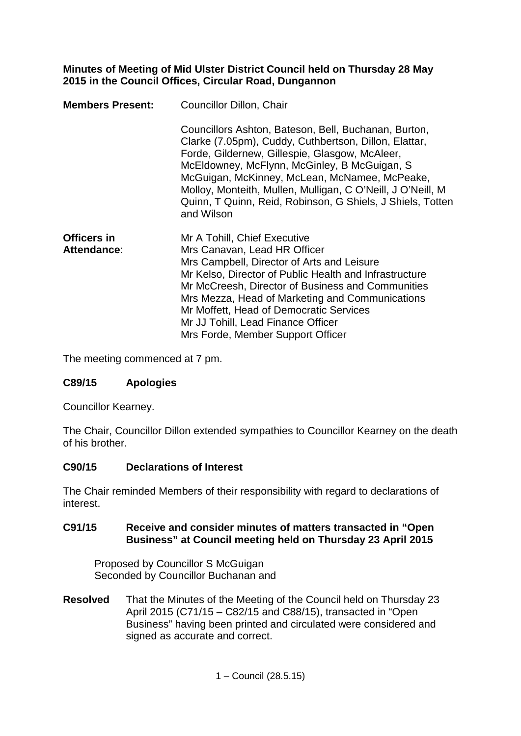**Minutes of Meeting of Mid Ulster District Council held on Thursday 28 May 2015 in the Council Offices, Circular Road, Dungannon**

**Members Present:** Councillor Dillon, Chair

Councillors Ashton, Bateson, Bell, Buchanan, Burton, Clarke (7.05pm), Cuddy, Cuthbertson, Dillon, Elattar, Forde, Gildernew, Gillespie, Glasgow, McAleer, McEldowney, McFlynn, McGinley, B McGuigan, S McGuigan, McKinney, McLean, McNamee, McPeake, Molloy, Monteith, Mullen, Mulligan, C O'Neill, J O'Neill, M Quinn, T Quinn, Reid, Robinson, G Shiels, J Shiels, Totten and Wilson

**Officers in Attendance**:
Mr A Tohill, Chief Executive
Mrs Canavan, Lead HR Officer
Mrs Campbell, Director of Arts and Leisure
Mr Kelso, Director of Public Health and Infrastructure
Mr McCreesh, Director of Business and Communities
Mrs Mezza, Head of Marketing and Communications
Mr Moffett, Head of Democratic Services
Mr JJ Tohill, Lead Finance Officer
Mrs Forde, Member Support Officer

The meeting commenced at 7 pm.

### C89/15 Apologies

Councillor Kearney.

The Chair, Councillor Dillon extended sympathies to Councillor Kearney on the death of his brother.

### C90/15 Declarations of Interest

The Chair reminded Members of their responsibility with regard to declarations of interest.

### C91/15 Receive and consider minutes of matters transacted in "Open Business" at Council meeting held on Thursday 23 April 2015

Proposed by Councillor S McGuigan
Seconded by Councillor Buchanan and

**Resolved** That the Minutes of the Meeting of the Council held on Thursday 23 April 2015 (C71/15 – C82/15 and C88/15), transacted in "Open Business" having been printed and circulated were considered and signed as accurate and correct.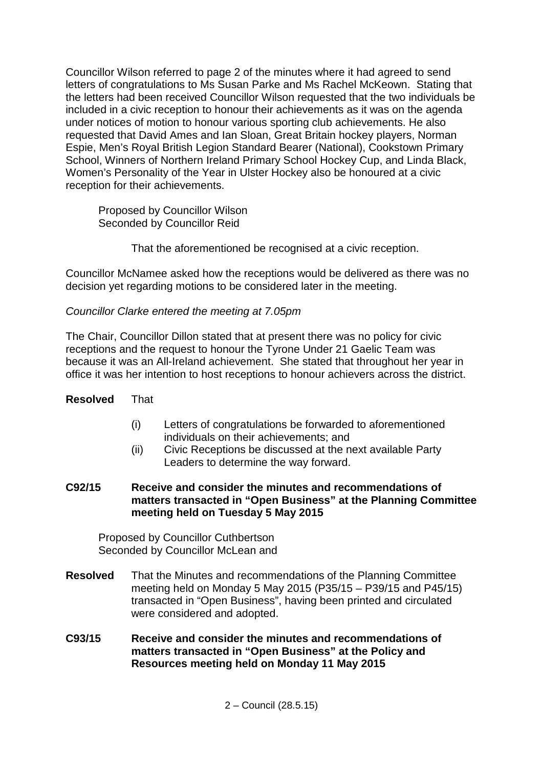Councillor Wilson referred to page 2 of the minutes where it had agreed to send letters of congratulations to Ms Susan Parke and Ms Rachel McKeown. Stating that the letters had been received Councillor Wilson requested that the two individuals be included in a civic reception to honour their achievements as it was on the agenda under notices of motion to honour various sporting club achievements. He also requested that David Ames and Ian Sloan, Great Britain hockey players, Norman Espie, Men's Royal British Legion Standard Bearer (National), Cookstown Primary School, Winners of Northern Ireland Primary School Hockey Cup, and Linda Black, Women's Personality of the Year in Ulster Hockey also be honoured at a civic reception for their achievements.

Proposed by Councillor Wilson
Seconded by Councillor Reid

That the aforementioned be recognised at a civic reception.

Councillor McNamee asked how the receptions would be delivered as there was no decision yet regarding motions to be considered later in the meeting.

*Councillor Clarke entered the meeting at 7.05pm*

The Chair, Councillor Dillon stated that at present there was no policy for civic receptions and the request to honour the Tyrone Under 21 Gaelic Team was because it was an All-Ireland achievement. She stated that throughout her year in office it was her intention to host receptions to honour achievers across the district.

**Resolved** That

(i) Letters of congratulations be forwarded to aforementioned individuals on their achievements; and
(ii) Civic Receptions be discussed at the next available Party Leaders to determine the way forward.

**C92/15 Receive and consider the minutes and recommendations of matters transacted in "Open Business" at the Planning Committee meeting held on Tuesday 5 May 2015**

Proposed by Councillor Cuthbertson
Seconded by Councillor McLean and

**Resolved** That the Minutes and recommendations of the Planning Committee meeting held on Monday 5 May 2015 (P35/15 – P39/15 and P45/15) transacted in "Open Business", having been printed and circulated were considered and adopted.

**C93/15 Receive and consider the minutes and recommendations of matters transacted in "Open Business" at the Policy and Resources meeting held on Monday 11 May 2015**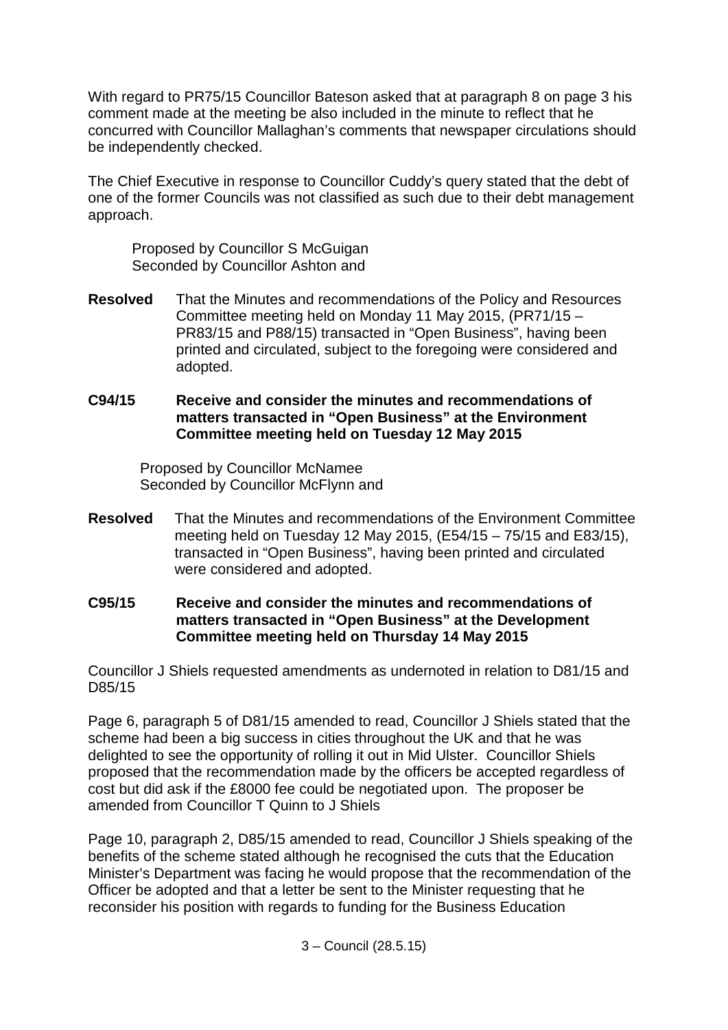With regard to PR75/15 Councillor Bateson asked that at paragraph 8 on page 3 his comment made at the meeting be also included in the minute to reflect that he concurred with Councillor Mallaghan's comments that newspaper circulations should be independently checked.

The Chief Executive in response to Councillor Cuddy's query stated that the debt of one of the former Councils was not classified as such due to their debt management approach.

Proposed by Councillor S McGuigan
Seconded by Councillor Ashton and

**Resolved** That the Minutes and recommendations of the Policy and Resources Committee meeting held on Monday 11 May 2015, (PR71/15 – PR83/15 and P88/15) transacted in "Open Business", having been printed and circulated, subject to the foregoing were considered and adopted.

**C94/15 Receive and consider the minutes and recommendations of matters transacted in "Open Business" at the Environment Committee meeting held on Tuesday 12 May 2015**

Proposed by Councillor McNamee
Seconded by Councillor McFlynn and

**Resolved** That the Minutes and recommendations of the Environment Committee meeting held on Tuesday 12 May 2015, (E54/15 – 75/15 and E83/15), transacted in "Open Business", having been printed and circulated were considered and adopted.

**C95/15 Receive and consider the minutes and recommendations of matters transacted in "Open Business" at the Development Committee meeting held on Thursday 14 May 2015**

Councillor J Shiels requested amendments as undernoted in relation to D81/15 and D85/15

Page 6, paragraph 5 of D81/15 amended to read, Councillor J Shiels stated that the scheme had been a big success in cities throughout the UK and that he was delighted to see the opportunity of rolling it out in Mid Ulster. Councillor Shiels proposed that the recommendation made by the officers be accepted regardless of cost but did ask if the £8000 fee could be negotiated upon. The proposer be amended from Councillor T Quinn to J Shiels

Page 10, paragraph 2, D85/15 amended to read, Councillor J Shiels speaking of the benefits of the scheme stated although he recognised the cuts that the Education Minister's Department was facing he would propose that the recommendation of the Officer be adopted and that a letter be sent to the Minister requesting that he reconsider his position with regards to funding for the Business Education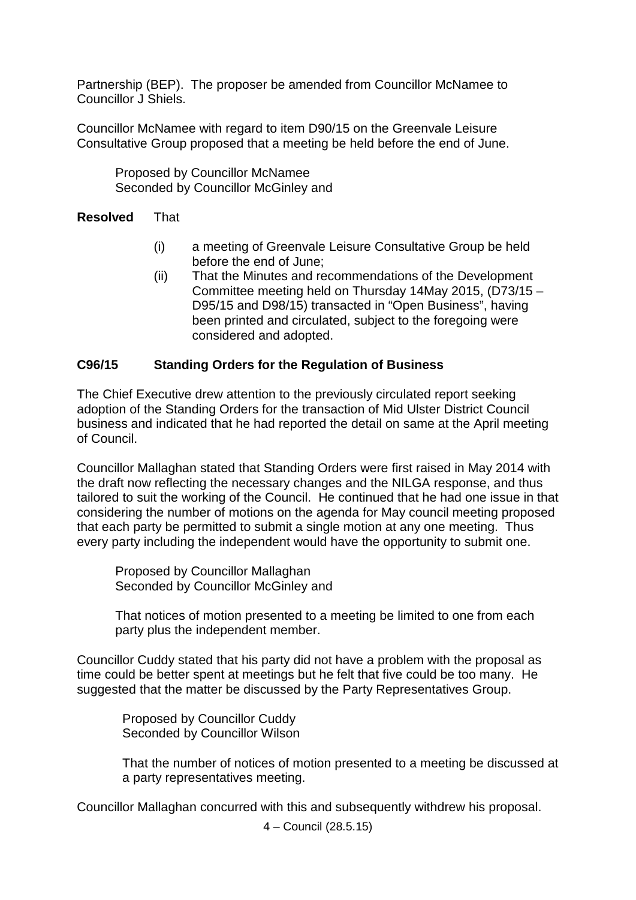Partnership (BEP). The proposer be amended from Councillor McNamee to Councillor J Shiels.

Councillor McNamee with regard to item D90/15 on the Greenvale Leisure Consultative Group proposed that a meeting be held before the end of June.

> Proposed by Councillor McNamee
> Seconded by Councillor McGinley and

**Resolved** That

(i) a meeting of Greenvale Leisure Consultative Group be held before the end of June;

(ii) That the Minutes and recommendations of the Development Committee meeting held on Thursday 14May 2015, (D73/15 – D95/15 and D98/15) transacted in "Open Business", having been printed and circulated, subject to the foregoing were considered and adopted.

**C96/15 Standing Orders for the Regulation of Business**

The Chief Executive drew attention to the previously circulated report seeking adoption of the Standing Orders for the transaction of Mid Ulster District Council business and indicated that he had reported the detail on same at the April meeting of Council.

Councillor Mallaghan stated that Standing Orders were first raised in May 2014 with the draft now reflecting the necessary changes and the NILGA response, and thus tailored to suit the working of the Council. He continued that he had one issue in that considering the number of motions on the agenda for May council meeting proposed that each party be permitted to submit a single motion at any one meeting. Thus every party including the independent would have the opportunity to submit one.

> Proposed by Councillor Mallaghan
> Seconded by Councillor McGinley and
>
> That notices of motion presented to a meeting be limited to one from each party plus the independent member.

Councillor Cuddy stated that his party did not have a problem with the proposal as time could be better spent at meetings but he felt that five could be too many. He suggested that the matter be discussed by the Party Representatives Group.

> Proposed by Councillor Cuddy
> Seconded by Councillor Wilson
>
> That the number of notices of motion presented to a meeting be discussed at a party representatives meeting.

Councillor Mallaghan concurred with this and subsequently withdrew his proposal.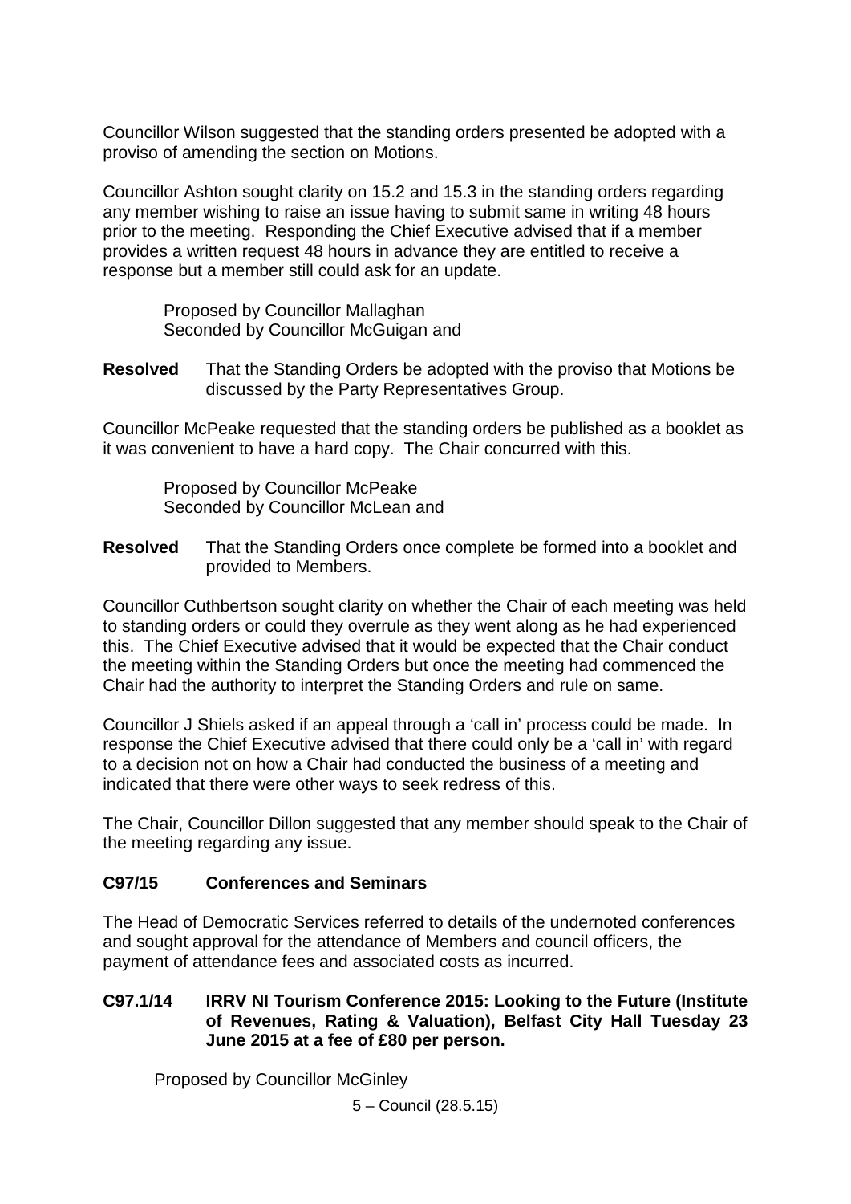Councillor Wilson suggested that the standing orders presented be adopted with a proviso of amending the section on Motions.

Councillor Ashton sought clarity on 15.2 and 15.3 in the standing orders regarding any member wishing to raise an issue having to submit same in writing 48 hours prior to the meeting. Responding the Chief Executive advised that if a member provides a written request 48 hours in advance they are entitled to receive a response but a member still could ask for an update.

> Proposed by Councillor Mallaghan
> Seconded by Councillor McGuigan and

**Resolved** That the Standing Orders be adopted with the proviso that Motions be discussed by the Party Representatives Group.

Councillor McPeake requested that the standing orders be published as a booklet as it was convenient to have a hard copy. The Chair concurred with this.

> Proposed by Councillor McPeake
> Seconded by Councillor McLean and

**Resolved** That the Standing Orders once complete be formed into a booklet and provided to Members.

Councillor Cuthbertson sought clarity on whether the Chair of each meeting was held to standing orders or could they overrule as they went along as he had experienced this. The Chief Executive advised that it would be expected that the Chair conduct the meeting within the Standing Orders but once the meeting had commenced the Chair had the authority to interpret the Standing Orders and rule on same.

Councillor J Shiels asked if an appeal through a 'call in' process could be made. In response the Chief Executive advised that there could only be a 'call in' with regard to a decision not on how a Chair had conducted the business of a meeting and indicated that there were other ways to seek redress of this.

The Chair, Councillor Dillon suggested that any member should speak to the Chair of the meeting regarding any issue.

### C97/15 Conferences and Seminars

The Head of Democratic Services referred to details of the undernoted conferences and sought approval for the attendance of Members and council officers, the payment of attendance fees and associated costs as incurred.

#### C97.1/14 IRRV NI Tourism Conference 2015: Looking to the Future (Institute of Revenues, Rating & Valuation), Belfast City Hall Tuesday 23 June 2015 at a fee of £80 per person.

> Proposed by Councillor McGinley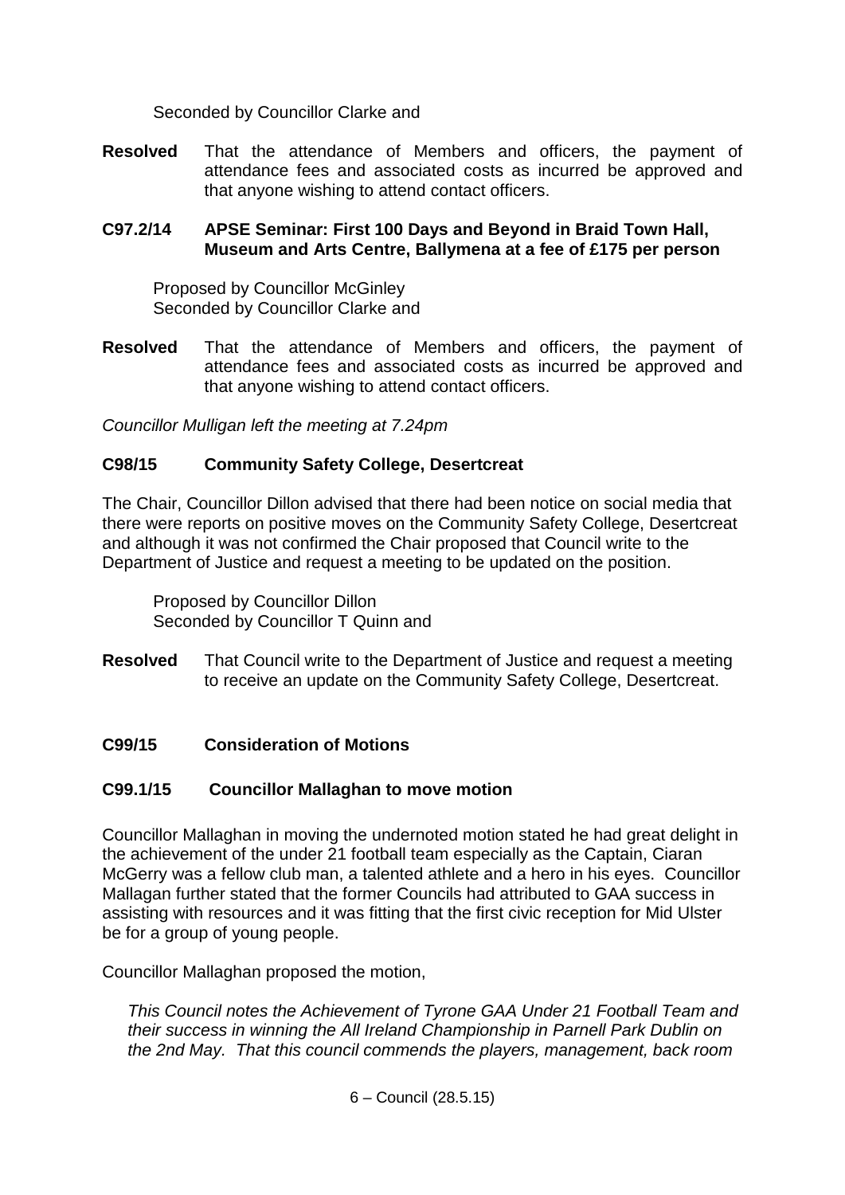Seconded by Councillor Clarke and

**Resolved** That the attendance of Members and officers, the payment of attendance fees and associated costs as incurred be approved and that anyone wishing to attend contact officers.

**C97.2/14 APSE Seminar: First 100 Days and Beyond in Braid Town Hall, Museum and Arts Centre, Ballymena at a fee of £175 per person**

Proposed by Councillor McGinley
Seconded by Councillor Clarke and

**Resolved** That the attendance of Members and officers, the payment of attendance fees and associated costs as incurred be approved and that anyone wishing to attend contact officers.

*Councillor Mulligan left the meeting at 7.24pm*

**C98/15 Community Safety College, Desertcreat**

The Chair, Councillor Dillon advised that there had been notice on social media that there were reports on positive moves on the Community Safety College, Desertcreat and although it was not confirmed the Chair proposed that Council write to the Department of Justice and request a meeting to be updated on the position.

Proposed by Councillor Dillon
Seconded by Councillor T Quinn and

**Resolved** That Council write to the Department of Justice and request a meeting to receive an update on the Community Safety College, Desertcreat.

**C99/15 Consideration of Motions**

**C99.1/15 Councillor Mallaghan to move motion**

Councillor Mallaghan in moving the undernoted motion stated he had great delight in the achievement of the under 21 football team especially as the Captain, Ciaran McGerry was a fellow club man, a talented athlete and a hero in his eyes. Councillor Mallagan further stated that the former Councils had attributed to GAA success in assisting with resources and it was fitting that the first civic reception for Mid Ulster be for a group of young people.

Councillor Mallaghan proposed the motion,

*This Council notes the Achievement of Tyrone GAA Under 21 Football Team and their success in winning the All Ireland Championship in Parnell Park Dublin on the 2nd May. That this council commends the players, management, back room*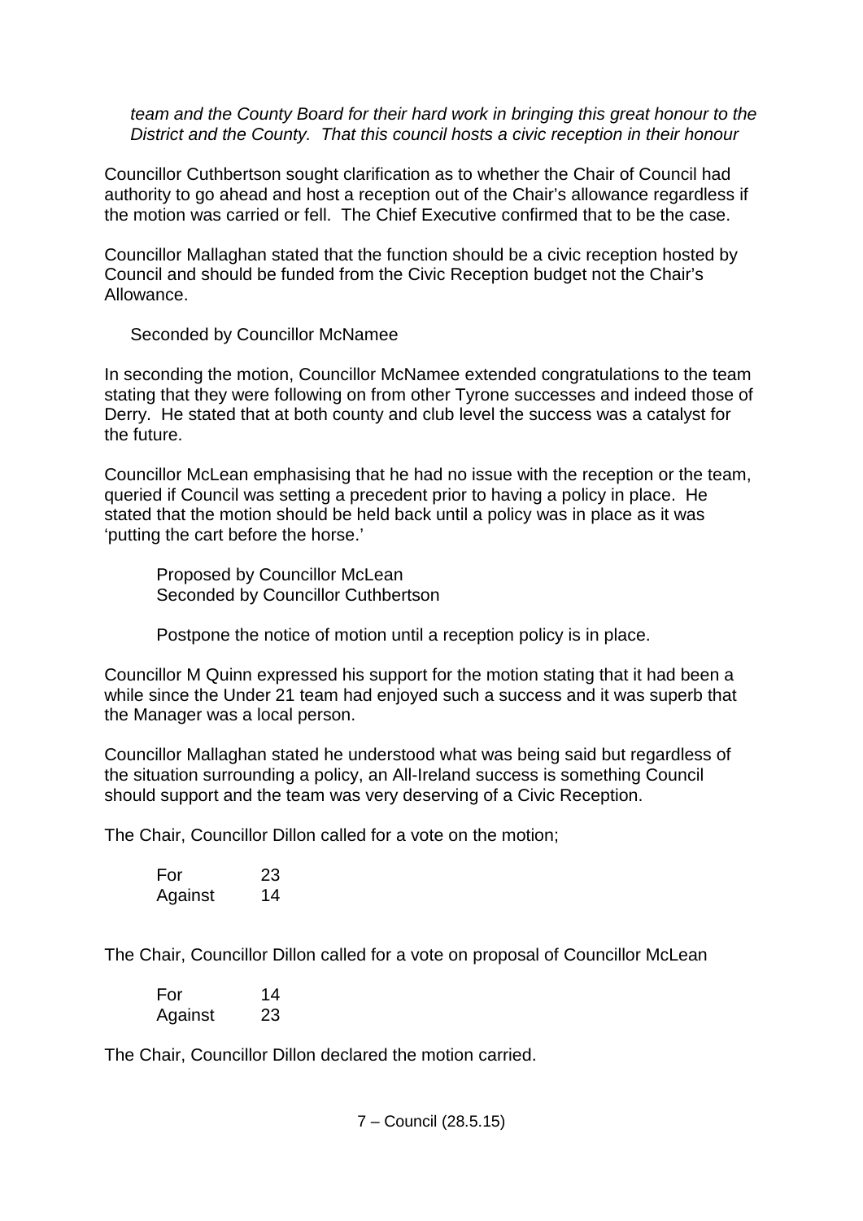*team and the County Board for their hard work in bringing this great honour to the District and the County. That this council hosts a civic reception in their honour*

Councillor Cuthbertson sought clarification as to whether the Chair of Council had authority to go ahead and host a reception out of the Chair's allowance regardless if the motion was carried or fell. The Chief Executive confirmed that to be the case.

Councillor Mallaghan stated that the function should be a civic reception hosted by Council and should be funded from the Civic Reception budget not the Chair's Allowance.

Seconded by Councillor McNamee

In seconding the motion, Councillor McNamee extended congratulations to the team stating that they were following on from other Tyrone successes and indeed those of Derry. He stated that at both county and club level the success was a catalyst for the future.

Councillor McLean emphasising that he had no issue with the reception or the team, queried if Council was setting a precedent prior to having a policy in place. He stated that the motion should be held back until a policy was in place as it was 'putting the cart before the horse.'

Proposed by Councillor McLean
Seconded by Councillor Cuthbertson

Postpone the notice of motion until a reception policy is in place.

Councillor M Quinn expressed his support for the motion stating that it had been a while since the Under 21 team had enjoyed such a success and it was superb that the Manager was a local person.

Councillor Mallaghan stated he understood what was being said but regardless of the situation surrounding a policy, an All-Ireland success is something Council should support and the team was very deserving of a Civic Reception.

The Chair, Councillor Dillon called for a vote on the motion;

| | |
|---|---|
| For | 23 |
| Against | 14 |

The Chair, Councillor Dillon called for a vote on proposal of Councillor McLean

| | |
|---|---|
| For | 14 |
| Against | 23 |

The Chair, Councillor Dillon declared the motion carried.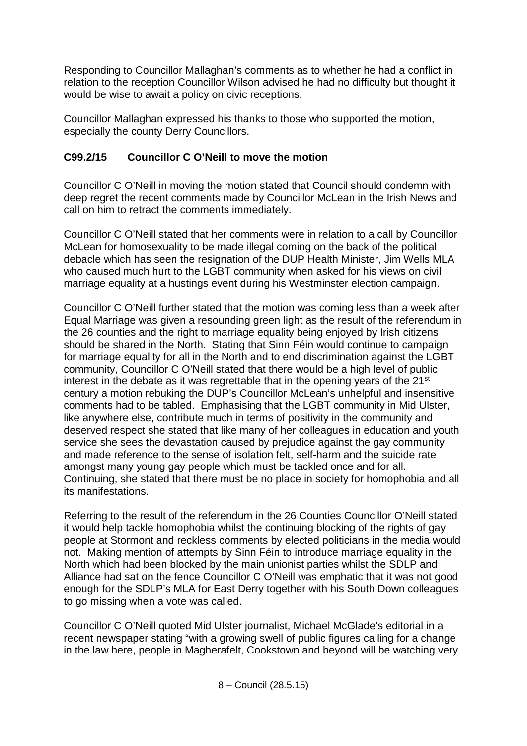Responding to Councillor Mallaghan's comments as to whether he had a conflict in relation to the reception Councillor Wilson advised he had no difficulty but thought it would be wise to await a policy on civic receptions.

Councillor Mallaghan expressed his thanks to those who supported the motion, especially the county Derry Councillors.

**C99.2/15 Councillor C O'Neill to move the motion**

Councillor C O'Neill in moving the motion stated that Council should condemn with deep regret the recent comments made by Councillor McLean in the Irish News and call on him to retract the comments immediately.

Councillor C O'Neill stated that her comments were in relation to a call by Councillor McLean for homosexuality to be made illegal coming on the back of the political debacle which has seen the resignation of the DUP Health Minister, Jim Wells MLA who caused much hurt to the LGBT community when asked for his views on civil marriage equality at a hustings event during his Westminster election campaign.

Councillor C O'Neill further stated that the motion was coming less than a week after Equal Marriage was given a resounding green light as the result of the referendum in the 26 counties and the right to marriage equality being enjoyed by Irish citizens should be shared in the North. Stating that Sinn Féin would continue to campaign for marriage equality for all in the North and to end discrimination against the LGBT community, Councillor C O'Neill stated that there would be a high level of public interest in the debate as it was regrettable that in the opening years of the 21st century a motion rebuking the DUP's Councillor McLean's unhelpful and insensitive comments had to be tabled. Emphasising that the LGBT community in Mid Ulster, like anywhere else, contribute much in terms of positivity in the community and deserved respect she stated that like many of her colleagues in education and youth service she sees the devastation caused by prejudice against the gay community and made reference to the sense of isolation felt, self-harm and the suicide rate amongst many young gay people which must be tackled once and for all. Continuing, she stated that there must be no place in society for homophobia and all its manifestations.

Referring to the result of the referendum in the 26 Counties Councillor O'Neill stated it would help tackle homophobia whilst the continuing blocking of the rights of gay people at Stormont and reckless comments by elected politicians in the media would not. Making mention of attempts by Sinn Féin to introduce marriage equality in the North which had been blocked by the main unionist parties whilst the SDLP and Alliance had sat on the fence Councillor C O'Neill was emphatic that it was not good enough for the SDLP's MLA for East Derry together with his South Down colleagues to go missing when a vote was called.

Councillor C O'Neill quoted Mid Ulster journalist, Michael McGlade's editorial in a recent newspaper stating "with a growing swell of public figures calling for a change in the law here, people in Magherafelt, Cookstown and beyond will be watching very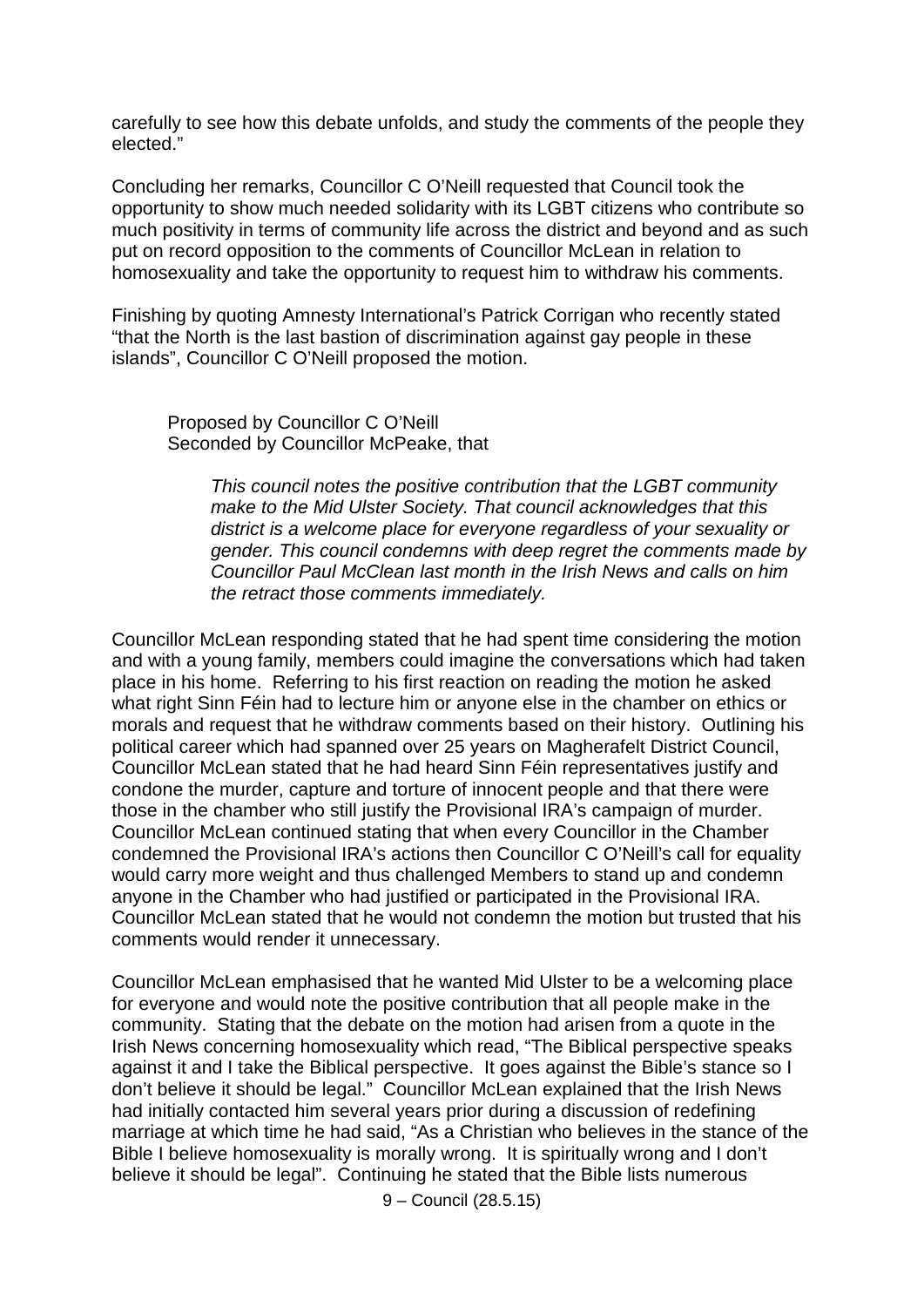carefully to see how this debate unfolds, and study the comments of the people they elected."

Concluding her remarks, Councillor C O'Neill requested that Council took the opportunity to show much needed solidarity with its LGBT citizens who contribute so much positivity in terms of community life across the district and beyond and as such put on record opposition to the comments of Councillor McLean in relation to homosexuality and take the opportunity to request him to withdraw his comments.

Finishing by quoting Amnesty International's Patrick Corrigan who recently stated "that the North is the last bastion of discrimination against gay people in these islands", Councillor C O'Neill proposed the motion.

> Proposed by Councillor C O'Neill
> Seconded by Councillor McPeake, that
>
> > *This council notes the positive contribution that the LGBT community make to the Mid Ulster Society. That council acknowledges that this district is a welcome place for everyone regardless of your sexuality or gender. This council condemns with deep regret the comments made by Councillor Paul McClean last month in the Irish News and calls on him the retract those comments immediately.*

Councillor McLean responding stated that he had spent time considering the motion and with a young family, members could imagine the conversations which had taken place in his home. Referring to his first reaction on reading the motion he asked what right Sinn Féin had to lecture him or anyone else in the chamber on ethics or morals and request that he withdraw comments based on their history. Outlining his political career which had spanned over 25 years on Magherafelt District Council, Councillor McLean stated that he had heard Sinn Féin representatives justify and condone the murder, capture and torture of innocent people and that there were those in the chamber who still justify the Provisional IRA's campaign of murder. Councillor McLean continued stating that when every Councillor in the Chamber condemned the Provisional IRA's actions then Councillor C O'Neill's call for equality would carry more weight and thus challenged Members to stand up and condemn anyone in the Chamber who had justified or participated in the Provisional IRA. Councillor McLean stated that he would not condemn the motion but trusted that his comments would render it unnecessary.

Councillor McLean emphasised that he wanted Mid Ulster to be a welcoming place for everyone and would note the positive contribution that all people make in the community. Stating that the debate on the motion had arisen from a quote in the Irish News concerning homosexuality which read, "The Biblical perspective speaks against it and I take the Biblical perspective. It goes against the Bible's stance so I don't believe it should be legal." Councillor McLean explained that the Irish News had initially contacted him several years prior during a discussion of redefining marriage at which time he had said, "As a Christian who believes in the stance of the Bible I believe homosexuality is morally wrong. It is spiritually wrong and I don't believe it should be legal". Continuing he stated that the Bible lists numerous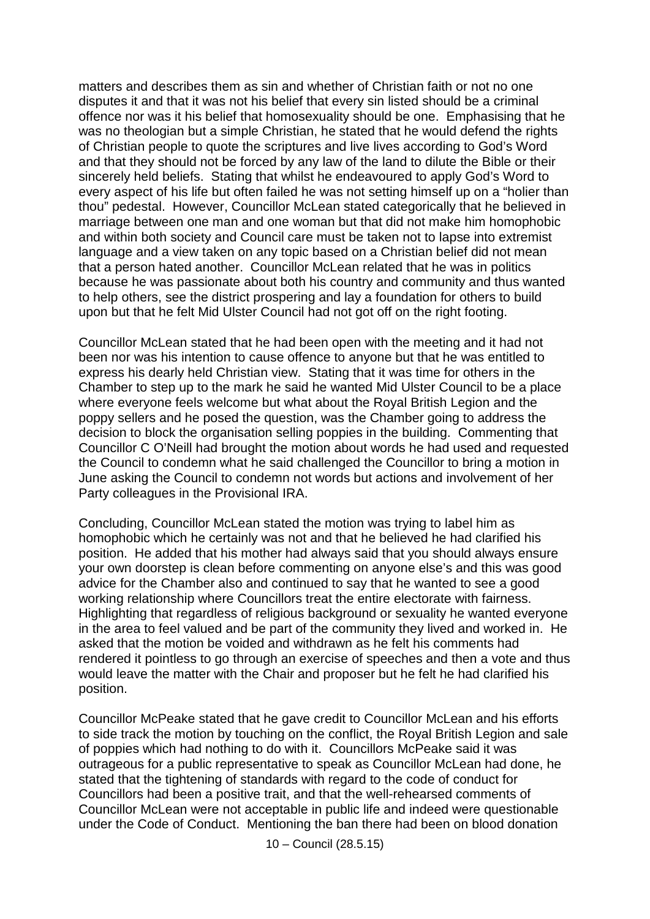matters and describes them as sin and whether of Christian faith or not no one disputes it and that it was not his belief that every sin listed should be a criminal offence nor was it his belief that homosexuality should be one. Emphasising that he was no theologian but a simple Christian, he stated that he would defend the rights of Christian people to quote the scriptures and live lives according to God's Word and that they should not be forced by any law of the land to dilute the Bible or their sincerely held beliefs. Stating that whilst he endeavoured to apply God's Word to every aspect of his life but often failed he was not setting himself up on a "holier than thou" pedestal. However, Councillor McLean stated categorically that he believed in marriage between one man and one woman but that did not make him homophobic and within both society and Council care must be taken not to lapse into extremist language and a view taken on any topic based on a Christian belief did not mean that a person hated another. Councillor McLean related that he was in politics because he was passionate about both his country and community and thus wanted to help others, see the district prospering and lay a foundation for others to build upon but that he felt Mid Ulster Council had not got off on the right footing.

Councillor McLean stated that he had been open with the meeting and it had not been nor was his intention to cause offence to anyone but that he was entitled to express his dearly held Christian view. Stating that it was time for others in the Chamber to step up to the mark he said he wanted Mid Ulster Council to be a place where everyone feels welcome but what about the Royal British Legion and the poppy sellers and he posed the question, was the Chamber going to address the decision to block the organisation selling poppies in the building. Commenting that Councillor C O'Neill had brought the motion about words he had used and requested the Council to condemn what he said challenged the Councillor to bring a motion in June asking the Council to condemn not words but actions and involvement of her Party colleagues in the Provisional IRA.

Concluding, Councillor McLean stated the motion was trying to label him as homophobic which he certainly was not and that he believed he had clarified his position. He added that his mother had always said that you should always ensure your own doorstep is clean before commenting on anyone else's and this was good advice for the Chamber also and continued to say that he wanted to see a good working relationship where Councillors treat the entire electorate with fairness. Highlighting that regardless of religious background or sexuality he wanted everyone in the area to feel valued and be part of the community they lived and worked in. He asked that the motion be voided and withdrawn as he felt his comments had rendered it pointless to go through an exercise of speeches and then a vote and thus would leave the matter with the Chair and proposer but he felt he had clarified his position.

Councillor McPeake stated that he gave credit to Councillor McLean and his efforts to side track the motion by touching on the conflict, the Royal British Legion and sale of poppies which had nothing to do with it. Councillors McPeake said it was outrageous for a public representative to speak as Councillor McLean had done, he stated that the tightening of standards with regard to the code of conduct for Councillors had been a positive trait, and that the well-rehearsed comments of Councillor McLean were not acceptable in public life and indeed were questionable under the Code of Conduct. Mentioning the ban there had been on blood donation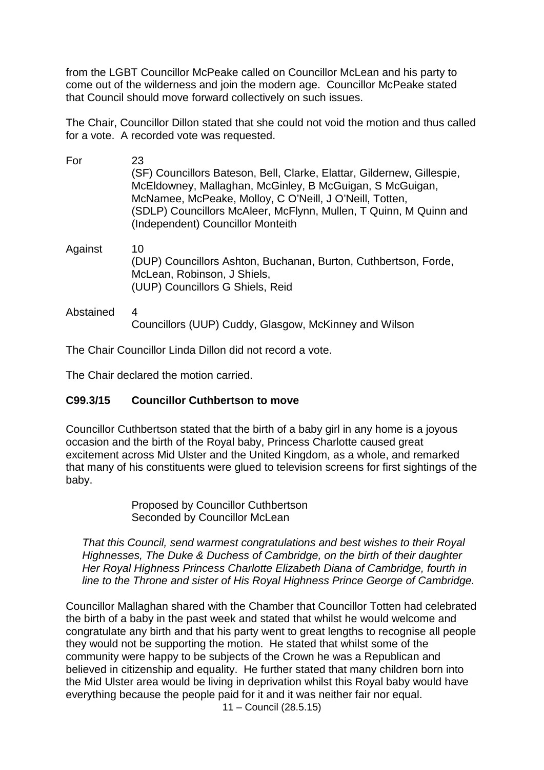from the LGBT Councillor McPeake called on Councillor McLean and his party to come out of the wilderness and join the modern age. Councillor McPeake stated that Council should move forward collectively on such issues.

The Chair, Councillor Dillon stated that she could not void the motion and thus called for a vote. A recorded vote was requested.

| | |
|---|---|
| For | 23<br>(SF) Councillors Bateson, Bell, Clarke, Elattar, Gildernew, Gillespie, McEldowney, Mallaghan, McGinley, B McGuigan, S McGuigan, McNamee, McPeake, Molloy, C O'Neill, J O'Neill, Totten, (SDLP) Councillors McAleer, McFlynn, Mullen, T Quinn, M Quinn and (Independent) Councillor Monteith |
| Against | 10<br>(DUP) Councillors Ashton, Buchanan, Burton, Cuthbertson, Forde, McLean, Robinson, J Shiels,<br>(UUP) Councillors G Shiels, Reid |
| Abstained | 4<br>Councillors (UUP) Cuddy, Glasgow, McKinney and Wilson |

The Chair Councillor Linda Dillon did not record a vote.

The Chair declared the motion carried.

**C99.3/15 Councillor Cuthbertson to move**

Councillor Cuthbertson stated that the birth of a baby girl in any home is a joyous occasion and the birth of the Royal baby, Princess Charlotte caused great excitement across Mid Ulster and the United Kingdom, as a whole, and remarked that many of his constituents were glued to television screens for first sightings of the baby.

Proposed by Councillor Cuthbertson
Seconded by Councillor McLean

*That this Council, send warmest congratulations and best wishes to their Royal Highnesses, The Duke & Duchess of Cambridge, on the birth of their daughter Her Royal Highness Princess Charlotte Elizabeth Diana of Cambridge, fourth in line to the Throne and sister of His Royal Highness Prince George of Cambridge.*

Councillor Mallaghan shared with the Chamber that Councillor Totten had celebrated the birth of a baby in the past week and stated that whilst he would welcome and congratulate any birth and that his party went to great lengths to recognise all people they would not be supporting the motion. He stated that whilst some of the community were happy to be subjects of the Crown he was a Republican and believed in citizenship and equality. He further stated that many children born into the Mid Ulster area would be living in deprivation whilst this Royal baby would have everything because the people paid for it and it was neither fair nor equal.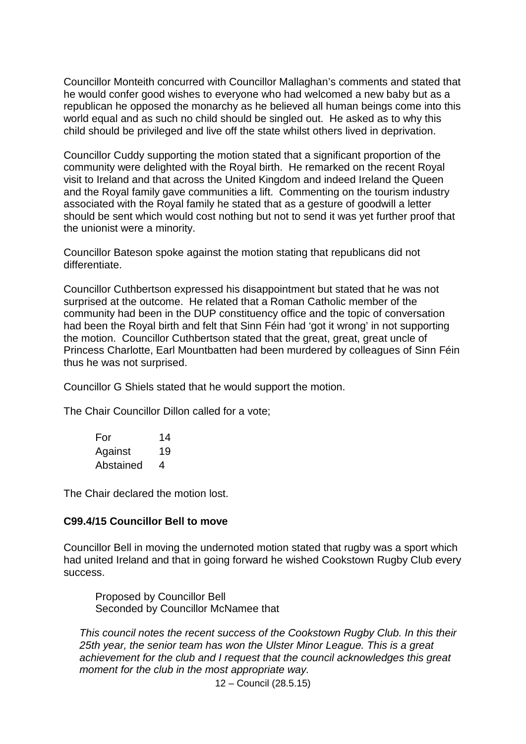Councillor Monteith concurred with Councillor Mallaghan's comments and stated that he would confer good wishes to everyone who had welcomed a new baby but as a republican he opposed the monarchy as he believed all human beings come into this world equal and as such no child should be singled out. He asked as to why this child should be privileged and live off the state whilst others lived in deprivation.

Councillor Cuddy supporting the motion stated that a significant proportion of the community were delighted with the Royal birth. He remarked on the recent Royal visit to Ireland and that across the United Kingdom and indeed Ireland the Queen and the Royal family gave communities a lift. Commenting on the tourism industry associated with the Royal family he stated that as a gesture of goodwill a letter should be sent which would cost nothing but not to send it was yet further proof that the unionist were a minority.

Councillor Bateson spoke against the motion stating that republicans did not differentiate.

Councillor Cuthbertson expressed his disappointment but stated that he was not surprised at the outcome. He related that a Roman Catholic member of the community had been in the DUP constituency office and the topic of conversation had been the Royal birth and felt that Sinn Féin had 'got it wrong' in not supporting the motion. Councillor Cuthbertson stated that the great, great, great uncle of Princess Charlotte, Earl Mountbatten had been murdered by colleagues of Sinn Féin thus he was not surprised.

Councillor G Shiels stated that he would support the motion.

The Chair Councillor Dillon called for a vote;

| | |
|---|---|
| For | 14 |
| Against | 19 |
| Abstained | 4 |

The Chair declared the motion lost.

**C99.4/15 Councillor Bell to move**

Councillor Bell in moving the undernoted motion stated that rugby was a sport which had united Ireland and that in going forward he wished Cookstown Rugby Club every success.

Proposed by Councillor Bell
Seconded by Councillor McNamee that

*This council notes the recent success of the Cookstown Rugby Club. In this their 25th year, the senior team has won the Ulster Minor League. This is a great achievement for the club and I request that the council acknowledges this great moment for the club in the most appropriate way.*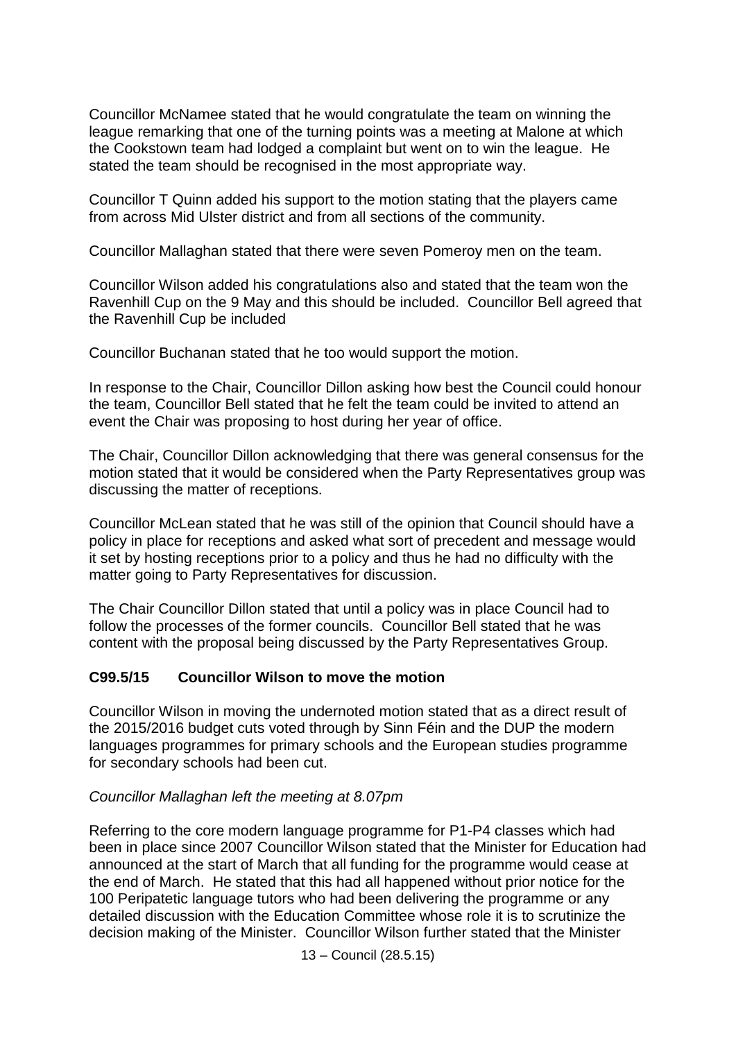Councillor McNamee stated that he would congratulate the team on winning the league remarking that one of the turning points was a meeting at Malone at which the Cookstown team had lodged a complaint but went on to win the league. He stated the team should be recognised in the most appropriate way.

Councillor T Quinn added his support to the motion stating that the players came from across Mid Ulster district and from all sections of the community.

Councillor Mallaghan stated that there were seven Pomeroy men on the team.

Councillor Wilson added his congratulations also and stated that the team won the Ravenhill Cup on the 9 May and this should be included. Councillor Bell agreed that the Ravenhill Cup be included

Councillor Buchanan stated that he too would support the motion.

In response to the Chair, Councillor Dillon asking how best the Council could honour the team, Councillor Bell stated that he felt the team could be invited to attend an event the Chair was proposing to host during her year of office.

The Chair, Councillor Dillon acknowledging that there was general consensus for the motion stated that it would be considered when the Party Representatives group was discussing the matter of receptions.

Councillor McLean stated that he was still of the opinion that Council should have a policy in place for receptions and asked what sort of precedent and message would it set by hosting receptions prior to a policy and thus he had no difficulty with the matter going to Party Representatives for discussion.

The Chair Councillor Dillon stated that until a policy was in place Council had to follow the processes of the former councils. Councillor Bell stated that he was content with the proposal being discussed by the Party Representatives Group.

**C99.5/15 Councillor Wilson to move the motion**

Councillor Wilson in moving the undernoted motion stated that as a direct result of the 2015/2016 budget cuts voted through by Sinn Féin and the DUP the modern languages programmes for primary schools and the European studies programme for secondary schools had been cut.

*Councillor Mallaghan left the meeting at 8.07pm*

Referring to the core modern language programme for P1-P4 classes which had been in place since 2007 Councillor Wilson stated that the Minister for Education had announced at the start of March that all funding for the programme would cease at the end of March. He stated that this had all happened without prior notice for the 100 Peripatetic language tutors who had been delivering the programme or any detailed discussion with the Education Committee whose role it is to scrutinize the decision making of the Minister. Councillor Wilson further stated that the Minister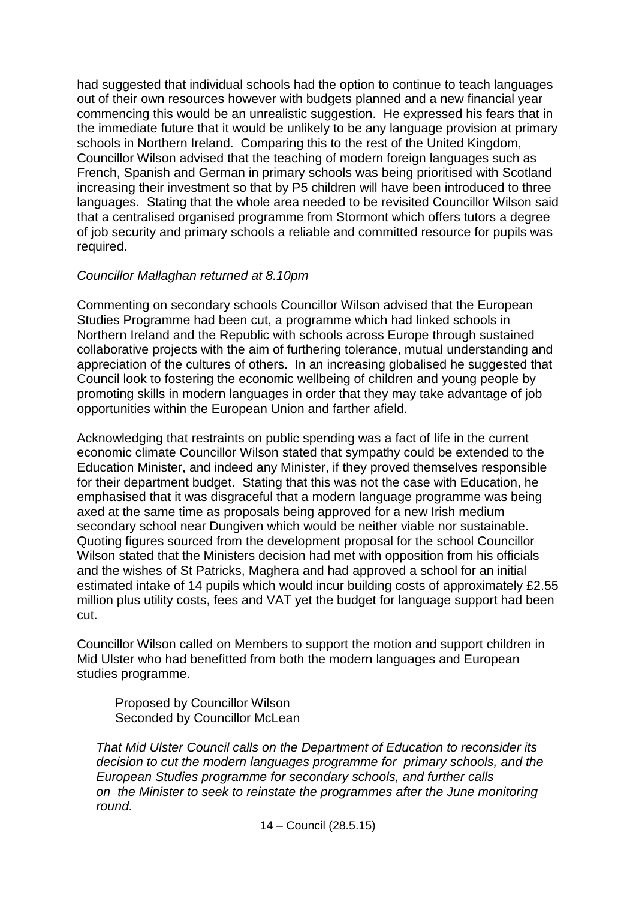had suggested that individual schools had the option to continue to teach languages out of their own resources however with budgets planned and a new financial year commencing this would be an unrealistic suggestion. He expressed his fears that in the immediate future that it would be unlikely to be any language provision at primary schools in Northern Ireland. Comparing this to the rest of the United Kingdom, Councillor Wilson advised that the teaching of modern foreign languages such as French, Spanish and German in primary schools was being prioritised with Scotland increasing their investment so that by P5 children will have been introduced to three languages. Stating that the whole area needed to be revisited Councillor Wilson said that a centralised organised programme from Stormont which offers tutors a degree of job security and primary schools a reliable and committed resource for pupils was required.

*Councillor Mallaghan returned at 8.10pm*

Commenting on secondary schools Councillor Wilson advised that the European Studies Programme had been cut, a programme which had linked schools in Northern Ireland and the Republic with schools across Europe through sustained collaborative projects with the aim of furthering tolerance, mutual understanding and appreciation of the cultures of others. In an increasing globalised he suggested that Council look to fostering the economic wellbeing of children and young people by promoting skills in modern languages in order that they may take advantage of job opportunities within the European Union and farther afield.

Acknowledging that restraints on public spending was a fact of life in the current economic climate Councillor Wilson stated that sympathy could be extended to the Education Minister, and indeed any Minister, if they proved themselves responsible for their department budget. Stating that this was not the case with Education, he emphasised that it was disgraceful that a modern language programme was being axed at the same time as proposals being approved for a new Irish medium secondary school near Dungiven which would be neither viable nor sustainable. Quoting figures sourced from the development proposal for the school Councillor Wilson stated that the Ministers decision had met with opposition from his officials and the wishes of St Patricks, Maghera and had approved a school for an initial estimated intake of 14 pupils which would incur building costs of approximately £2.55 million plus utility costs, fees and VAT yet the budget for language support had been cut.

Councillor Wilson called on Members to support the motion and support children in Mid Ulster who had benefitted from both the modern languages and European studies programme.

Proposed by Councillor Wilson
Seconded by Councillor McLean

*That Mid Ulster Council calls on the Department of Education to reconsider its decision to cut the modern languages programme for primary schools, and the European Studies programme for secondary schools, and further calls on the Minister to seek to reinstate the programmes after the June monitoring round.*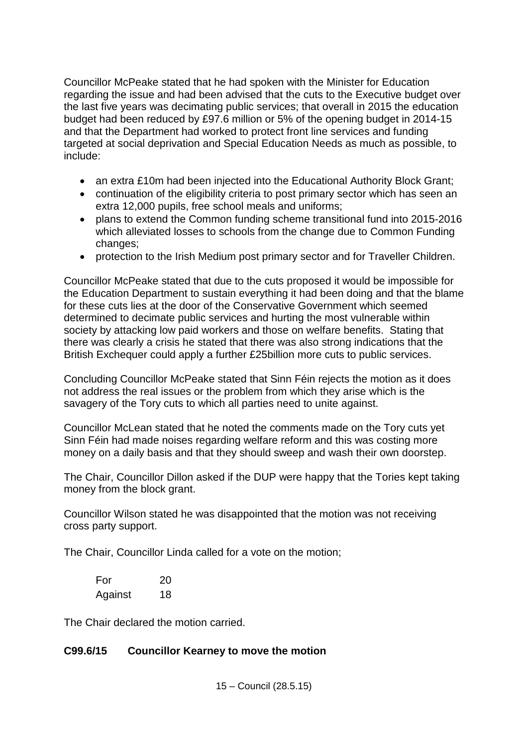Councillor McPeake stated that he had spoken with the Minister for Education regarding the issue and had been advised that the cuts to the Executive budget over the last five years was decimating public services; that overall in 2015 the education budget had been reduced by £97.6 million or 5% of the opening budget in 2014-15 and that the Department had worked to protect front line services and funding targeted at social deprivation and Special Education Needs as much as possible, to include:

- an extra £10m had been injected into the Educational Authority Block Grant;
- continuation of the eligibility criteria to post primary sector which has seen an extra 12,000 pupils, free school meals and uniforms;
- plans to extend the Common funding scheme transitional fund into 2015-2016 which alleviated losses to schools from the change due to Common Funding changes;
- protection to the Irish Medium post primary sector and for Traveller Children.

Councillor McPeake stated that due to the cuts proposed it would be impossible for the Education Department to sustain everything it had been doing and that the blame for these cuts lies at the door of the Conservative Government which seemed determined to decimate public services and hurting the most vulnerable within society by attacking low paid workers and those on welfare benefits. Stating that there was clearly a crisis he stated that there was also strong indications that the British Exchequer could apply a further £25billion more cuts to public services.

Concluding Councillor McPeake stated that Sinn Féin rejects the motion as it does not address the real issues or the problem from which they arise which is the savagery of the Tory cuts to which all parties need to unite against.

Councillor McLean stated that he noted the comments made on the Tory cuts yet Sinn Féin had made noises regarding welfare reform and this was costing more money on a daily basis and that they should sweep and wash their own doorstep.

The Chair, Councillor Dillon asked if the DUP were happy that the Tories kept taking money from the block grant.

Councillor Wilson stated he was disappointed that the motion was not receiving cross party support.

The Chair, Councillor Linda called for a vote on the motion;

| | |
|---|---|
| For | 20 |
| Against | 18 |

The Chair declared the motion carried.

**C99.6/15 Councillor Kearney to move the motion**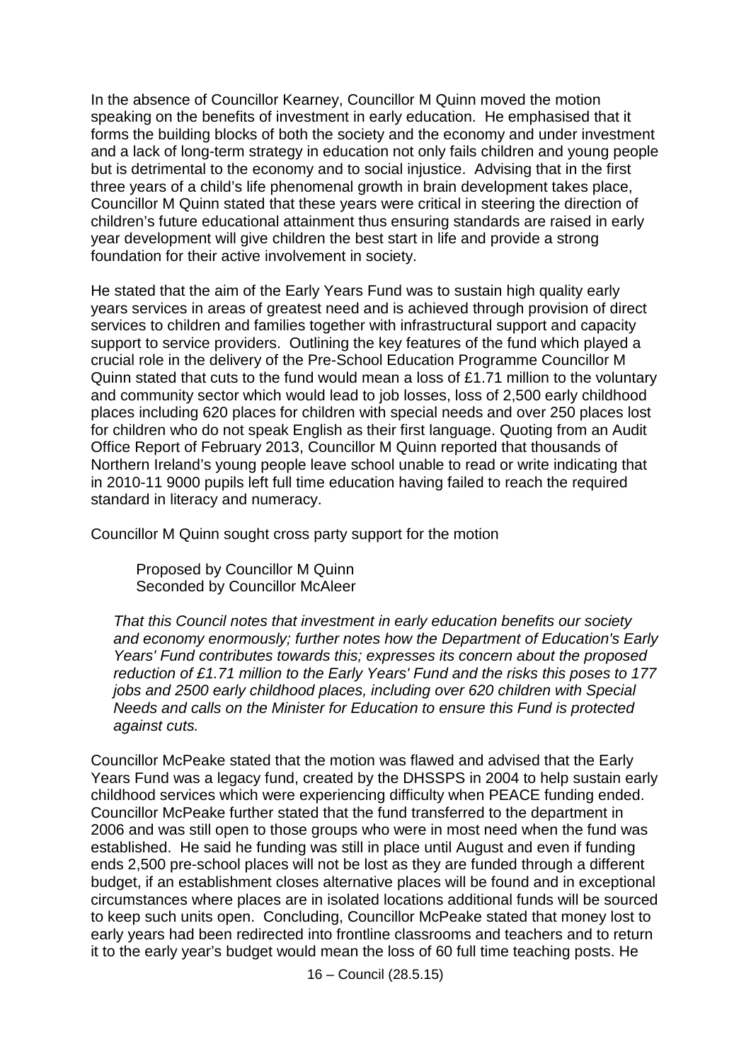In the absence of Councillor Kearney, Councillor M Quinn moved the motion speaking on the benefits of investment in early education. He emphasised that it forms the building blocks of both the society and the economy and under investment and a lack of long-term strategy in education not only fails children and young people but is detrimental to the economy and to social injustice. Advising that in the first three years of a child's life phenomenal growth in brain development takes place, Councillor M Quinn stated that these years were critical in steering the direction of children's future educational attainment thus ensuring standards are raised in early year development will give children the best start in life and provide a strong foundation for their active involvement in society.

He stated that the aim of the Early Years Fund was to sustain high quality early years services in areas of greatest need and is achieved through provision of direct services to children and families together with infrastructural support and capacity support to service providers. Outlining the key features of the fund which played a crucial role in the delivery of the Pre-School Education Programme Councillor M Quinn stated that cuts to the fund would mean a loss of £1.71 million to the voluntary and community sector which would lead to job losses, loss of 2,500 early childhood places including 620 places for children with special needs and over 250 places lost for children who do not speak English as their first language. Quoting from an Audit Office Report of February 2013, Councillor M Quinn reported that thousands of Northern Ireland's young people leave school unable to read or write indicating that in 2010-11 9000 pupils left full time education having failed to reach the required standard in literacy and numeracy.

Councillor M Quinn sought cross party support for the motion

> Proposed by Councillor M Quinn
> Seconded by Councillor McAleer
>
> *That this Council notes that investment in early education benefits our society and economy enormously; further notes how the Department of Education's Early Years' Fund contributes towards this; expresses its concern about the proposed reduction of £1.71 million to the Early Years' Fund and the risks this poses to 177 jobs and 2500 early childhood places, including over 620 children with Special Needs and calls on the Minister for Education to ensure this Fund is protected against cuts.*

Councillor McPeake stated that the motion was flawed and advised that the Early Years Fund was a legacy fund, created by the DHSSPS in 2004 to help sustain early childhood services which were experiencing difficulty when PEACE funding ended. Councillor McPeake further stated that the fund transferred to the department in 2006 and was still open to those groups who were in most need when the fund was established. He said he funding was still in place until August and even if funding ends 2,500 pre-school places will not be lost as they are funded through a different budget, if an establishment closes alternative places will be found and in exceptional circumstances where places are in isolated locations additional funds will be sourced to keep such units open. Concluding, Councillor McPeake stated that money lost to early years had been redirected into frontline classrooms and teachers and to return it to the early year's budget would mean the loss of 60 full time teaching posts. He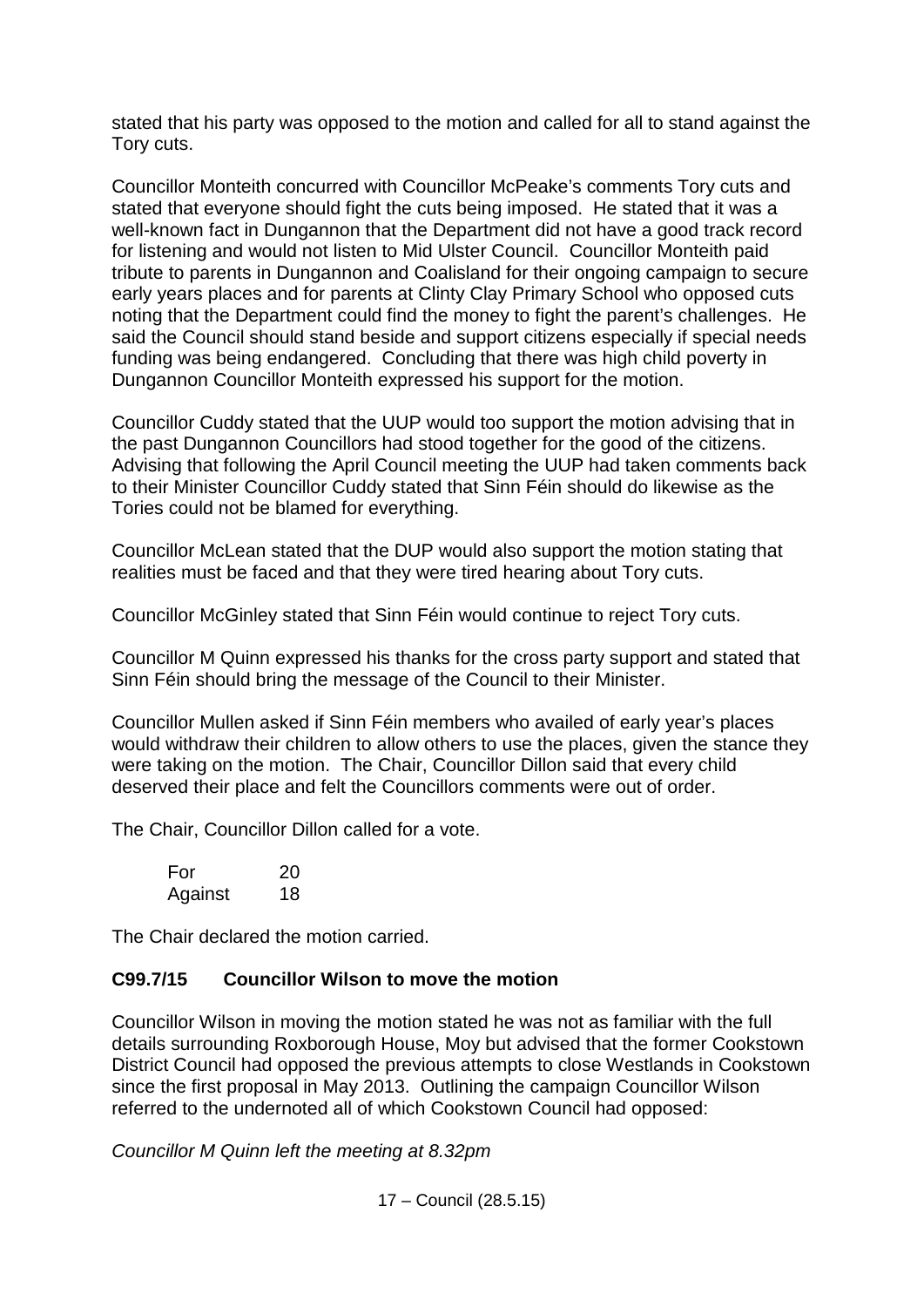stated that his party was opposed to the motion and called for all to stand against the Tory cuts.

Councillor Monteith concurred with Councillor McPeake's comments Tory cuts and stated that everyone should fight the cuts being imposed. He stated that it was a well-known fact in Dungannon that the Department did not have a good track record for listening and would not listen to Mid Ulster Council. Councillor Monteith paid tribute to parents in Dungannon and Coalisland for their ongoing campaign to secure early years places and for parents at Clinty Clay Primary School who opposed cuts noting that the Department could find the money to fight the parent's challenges. He said the Council should stand beside and support citizens especially if special needs funding was being endangered. Concluding that there was high child poverty in Dungannon Councillor Monteith expressed his support for the motion.

Councillor Cuddy stated that the UUP would too support the motion advising that in the past Dungannon Councillors had stood together for the good of the citizens. Advising that following the April Council meeting the UUP had taken comments back to their Minister Councillor Cuddy stated that Sinn Féin should do likewise as the Tories could not be blamed for everything.

Councillor McLean stated that the DUP would also support the motion stating that realities must be faced and that they were tired hearing about Tory cuts.

Councillor McGinley stated that Sinn Féin would continue to reject Tory cuts.

Councillor M Quinn expressed his thanks for the cross party support and stated that Sinn Féin should bring the message of the Council to their Minister.

Councillor Mullen asked if Sinn Féin members who availed of early year's places would withdraw their children to allow others to use the places, given the stance they were taking on the motion. The Chair, Councillor Dillon said that every child deserved their place and felt the Councillors comments were out of order.

The Chair, Councillor Dillon called for a vote.

| | |
|---|---|
| For | 20 |
| Against | 18 |

The Chair declared the motion carried.

**C99.7/15 Councillor Wilson to move the motion**

Councillor Wilson in moving the motion stated he was not as familiar with the full details surrounding Roxborough House, Moy but advised that the former Cookstown District Council had opposed the previous attempts to close Westlands in Cookstown since the first proposal in May 2013. Outlining the campaign Councillor Wilson referred to the undernoted all of which Cookstown Council had opposed:

*Councillor M Quinn left the meeting at 8.32pm*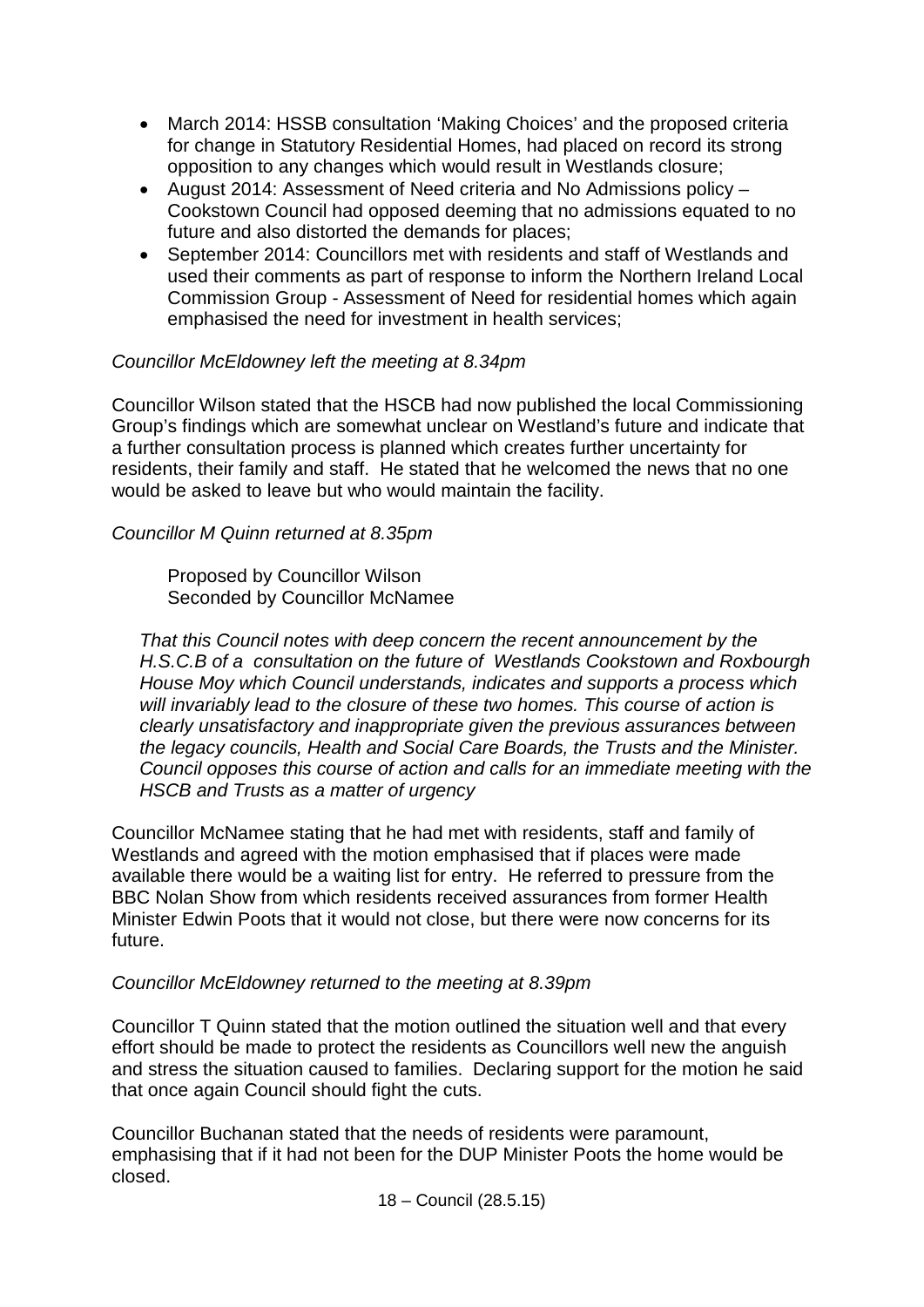- March 2014: HSSB consultation 'Making Choices' and the proposed criteria for change in Statutory Residential Homes, had placed on record its strong opposition to any changes which would result in Westlands closure;
- August 2014: Assessment of Need criteria and No Admissions policy – Cookstown Council had opposed deeming that no admissions equated to no future and also distorted the demands for places;
- September 2014: Councillors met with residents and staff of Westlands and used their comments as part of response to inform the Northern Ireland Local Commission Group - Assessment of Need for residential homes which again emphasised the need for investment in health services;

*Councillor McEldowney left the meeting at 8.34pm*

Councillor Wilson stated that the HSCB had now published the local Commissioning Group's findings which are somewhat unclear on Westland's future and indicate that a further consultation process is planned which creates further uncertainty for residents, their family and staff. He stated that he welcomed the news that no one would be asked to leave but who would maintain the facility.

*Councillor M Quinn returned at 8.35pm*

Proposed by Councillor Wilson
Seconded by Councillor McNamee

*That this Council notes with deep concern the recent announcement by the H.S.C.B of a consultation on the future of Westlands Cookstown and Roxbourgh House Moy which Council understands, indicates and supports a process which will invariably lead to the closure of these two homes. This course of action is clearly unsatisfactory and inappropriate given the previous assurances between the legacy councils, Health and Social Care Boards, the Trusts and the Minister. Council opposes this course of action and calls for an immediate meeting with the HSCB and Trusts as a matter of urgency*

Councillor McNamee stating that he had met with residents, staff and family of Westlands and agreed with the motion emphasised that if places were made available there would be a waiting list for entry. He referred to pressure from the BBC Nolan Show from which residents received assurances from former Health Minister Edwin Poots that it would not close, but there were now concerns for its future.

*Councillor McEldowney returned to the meeting at 8.39pm*

Councillor T Quinn stated that the motion outlined the situation well and that every effort should be made to protect the residents as Councillors well new the anguish and stress the situation caused to families. Declaring support for the motion he said that once again Council should fight the cuts.

Councillor Buchanan stated that the needs of residents were paramount, emphasising that if it had not been for the DUP Minister Poots the home would be closed.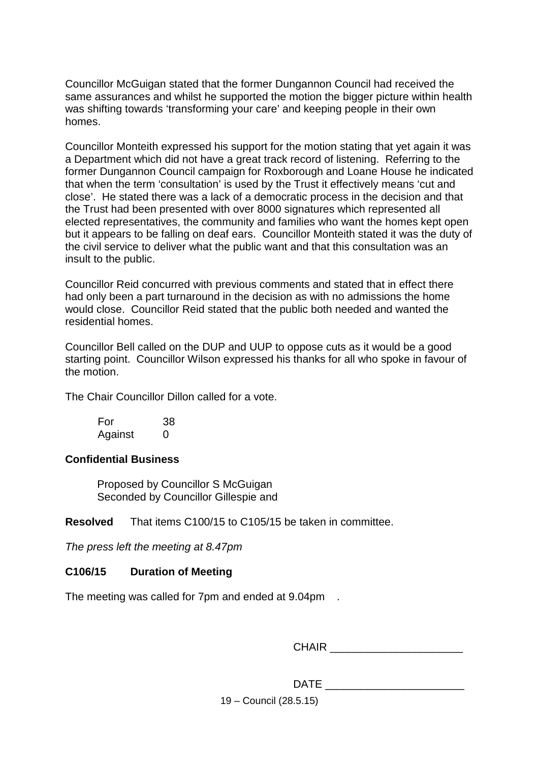Councillor McGuigan stated that the former Dungannon Council had received the same assurances and whilst he supported the motion the bigger picture within health was shifting towards 'transforming your care' and keeping people in their own homes.

Councillor Monteith expressed his support for the motion stating that yet again it was a Department which did not have a great track record of listening. Referring to the former Dungannon Council campaign for Roxborough and Loane House he indicated that when the term 'consultation' is used by the Trust it effectively means 'cut and close'. He stated there was a lack of a democratic process in the decision and that the Trust had been presented with over 8000 signatures which represented all elected representatives, the community and families who want the homes kept open but it appears to be falling on deaf ears. Councillor Monteith stated it was the duty of the civil service to deliver what the public want and that this consultation was an insult to the public.

Councillor Reid concurred with previous comments and stated that in effect there had only been a part turnaround in the decision as with no admissions the home would close. Councillor Reid stated that the public both needed and wanted the residential homes.

Councillor Bell called on the DUP and UUP to oppose cuts as it would be a good starting point. Councillor Wilson expressed his thanks for all who spoke in favour of the motion.

The Chair Councillor Dillon called for a vote.

| | |
|---|---|
| For | 38 |
| Against | 0 |

**Confidential Business**

Proposed by Councillor S McGuigan
Seconded by Councillor Gillespie and

**Resolved** That items C100/15 to C105/15 be taken in committee.

*The press left the meeting at 8.47pm*

**C106/15 Duration of Meeting**

The meeting was called for 7pm and ended at 9.04pm .

CHAIR ______________________

DATE ______________________